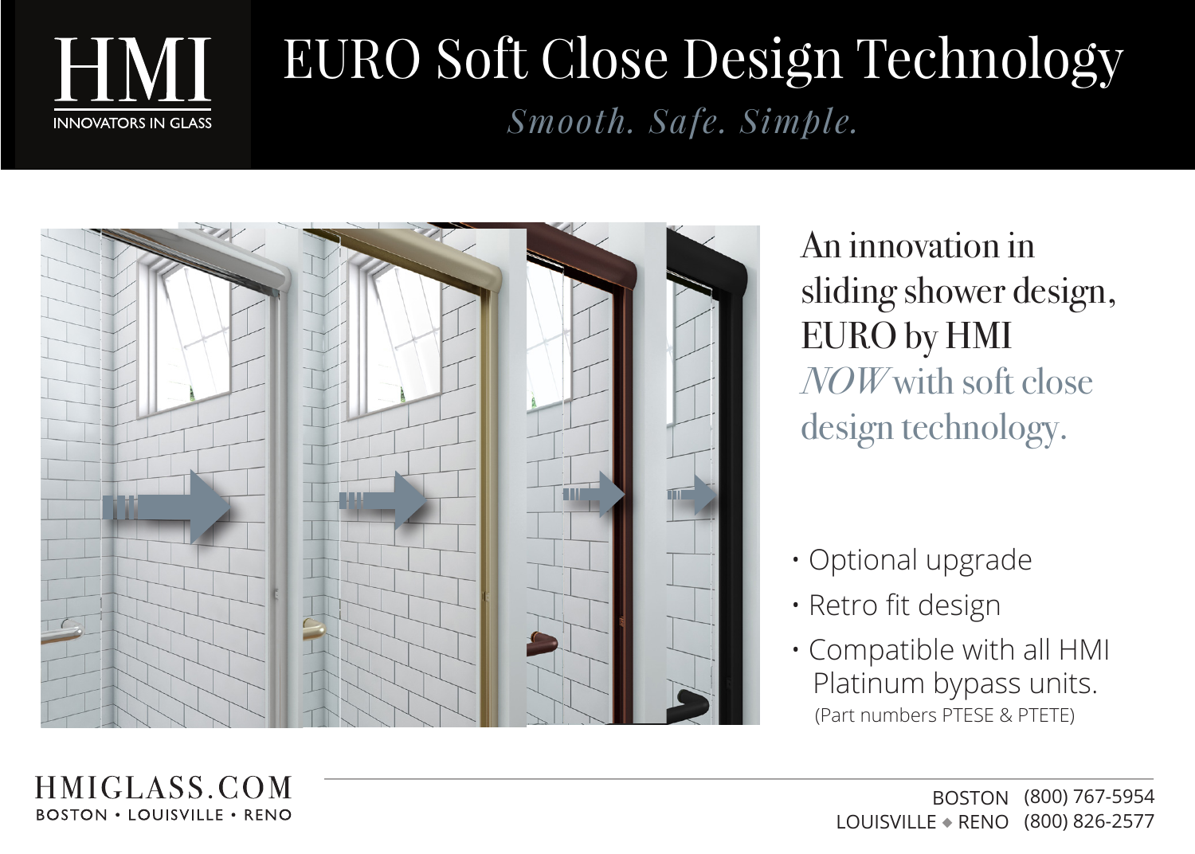HMI

INNOVATORS IN GLASS

# EURO Soft Close Design Technology

*Smooth. Safe. Simple.*

An innovation in sliding shower design, EURO by HMI *NOW* with soft close design technology.

- Optional upgrade
- Retro fit design
- Compatible with all HMI Platinum bypass units. (Part numbers PTESE & PTETE)

HMIGLASS.COM

BOSTON • LOUISVILLE • RENO

BOSTON (800) 767-5954

LOUISVILLE ◆ RENO (800) 826-2577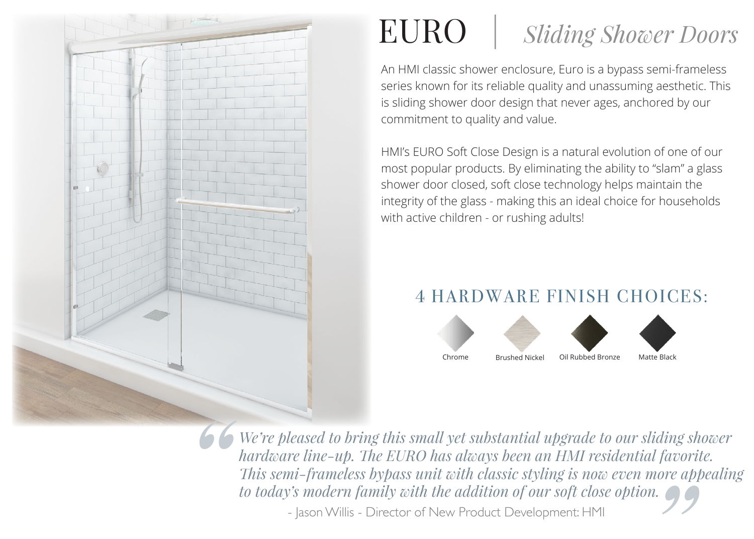# EURO | *Sliding Shower Doors*

An HMI classic shower enclosure, Euro is a bypass semi-frameless series known for its reliable quality and unassuming aesthetic. This is sliding shower door design that never ages, anchored by our commitment to quality and value.

HMI's EURO Soft Close Design is a natural evolution of one of our most popular products. By eliminating the ability to "slam" a glass shower door closed, soft close technology helps maintain the integrity of the glass - making this an ideal choice for households with active children - or rushing adults!

## 4 HARDWARE FINISH CHOICES:

Chrome

Brushed Nickel

Oil Rubbed Bronze

Matte Black

> *We're pleased to bring this small yet substantial upgrade to our sliding shower hardware line-up. The EURO has always been an HMI residential favorite. This semi-frameless bypass unit with classic styling is now even more appealing to today's modern family with the addition of our soft close option.*
>
> \- Jason Willis - Director of New Product Development: HMI